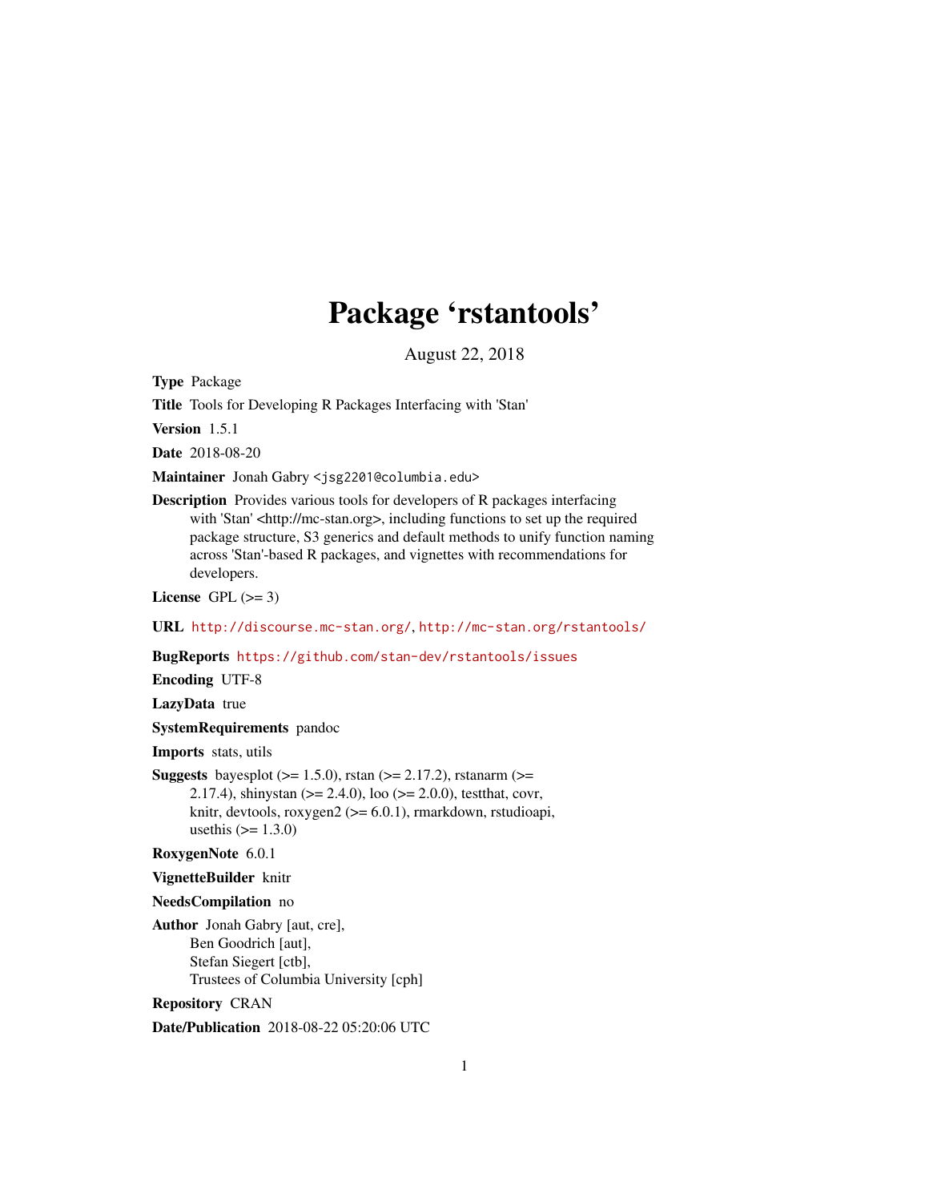# Package 'rstantools'

August 22, 2018

**Type** Package

**Title** Tools for Developing R Packages Interfacing with 'Stan'

**Version** 1.5.1

**Date** 2018-08-20

**Maintainer** Jonah Gabry <jsg2201@columbia.edu>

**Description** Provides various tools for developers of R packages interfacing with 'Stan' <http://mc-stan.org>, including functions to set up the required package structure, S3 generics and default methods to unify function naming across 'Stan'-based R packages, and vignettes with recommendations for developers.

**License** GPL (>= 3)

**URL** http://discourse.mc-stan.org/, http://mc-stan.org/rstantools/

**BugReports** https://github.com/stan-dev/rstantools/issues

**Encoding** UTF-8

**LazyData** true

**SystemRequirements** pandoc

**Imports** stats, utils

**Suggests** bayesplot (>= 1.5.0), rstan (>= 2.17.2), rstanarm (>= 2.17.4), shinystan (>= 2.4.0), loo (>= 2.0.0), testthat, covr, knitr, devtools, roxygen2 (>= 6.0.1), rmarkdown, rstudioapi, usethis (>= 1.3.0)

**RoxygenNote** 6.0.1

**VignetteBuilder** knitr

**NeedsCompilation** no

**Author** Jonah Gabry [aut, cre], Ben Goodrich [aut], Stefan Siegert [ctb], Trustees of Columbia University [cph]

**Repository** CRAN

**Date/Publication** 2018-08-22 05:20:06 UTC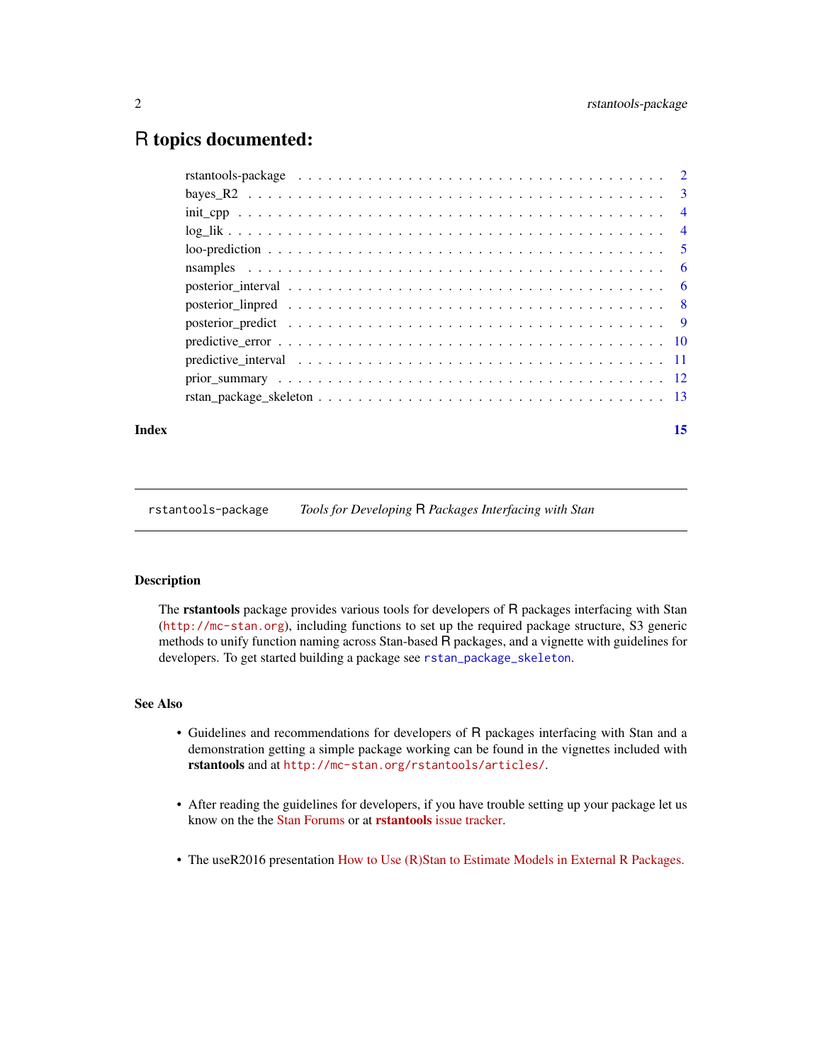# R topics documented:

| | |
|---|---|
| rstantools-package | 2 |
| bayes_R2 | 3 |
| init_cpp | 4 |
| log_lik | 4 |
| loo-prediction | 5 |
| nsamples | 6 |
| posterior_interval | 6 |
| posterior_linpred | 8 |
| posterior_predict | 9 |
| predictive_error | 10 |
| predictive_interval | 11 |
| prior_summary | 12 |
| rstan_package_skeleton | 13 |

**Index** **15**

---

`rstantools-package` *Tools for Developing R Packages Interfacing with Stan*

---

## Description

The **rstantools** package provides various tools for developers of R packages interfacing with Stan (`http://mc-stan.org`), including functions to set up the required package structure, S3 generic methods to unify function naming across Stan-based R packages, and a vignette with guidelines for developers. To get started building a package see `rstan_package_skeleton`.

## See Also

- Guidelines and recommendations for developers of R packages interfacing with Stan and a demonstration getting a simple package working can be found in the vignettes included with **rstantools** and at `http://mc-stan.org/rstantools/articles/`.
- After reading the guidelines for developers, if you have trouble setting up your package let us know on the the Stan Forums or at **rstantools** issue tracker.
- The useR2016 presentation How to Use (R)Stan to Estimate Models in External R Packages.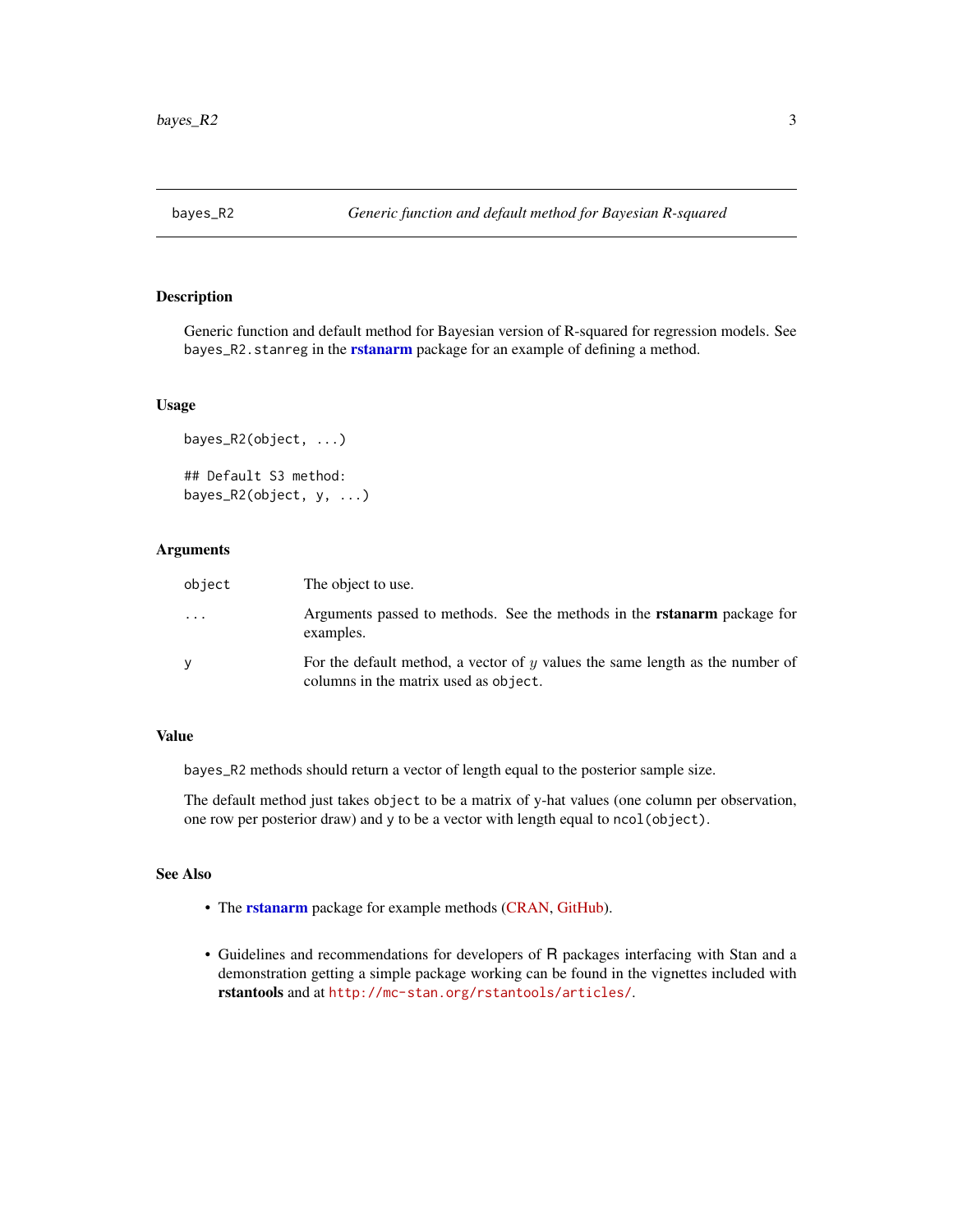# bayes_R2 — *Generic function and default method for Bayesian R-squared*

## Description

Generic function and default method for Bayesian version of R-squared for regression models. See `bayes_R2.stanreg` in the **rstanarm** package for an example of defining a method.

## Usage

```
bayes_R2(object, ...)

## Default S3 method:
bayes_R2(object, y, ...)
```

## Arguments

| | |
|---|---|
| `object` | The object to use. |
| `...` | Arguments passed to methods. See the methods in the **rstanarm** package for examples. |
| `y` | For the default method, a vector of $y$ values the same length as the number of columns in the matrix used as `object`. |

## Value

`bayes_R2` methods should return a vector of length equal to the posterior sample size.

The default method just takes `object` to be a matrix of y-hat values (one column per observation, one row per posterior draw) and `y` to be a vector with length equal to `ncol(object)`.

## See Also

- The **rstanarm** package for example methods (CRAN, GitHub).
- Guidelines and recommendations for developers of R packages interfacing with Stan and a demonstration getting a simple package working can be found in the vignettes included with **rstantools** and at http://mc-stan.org/rstantools/articles/.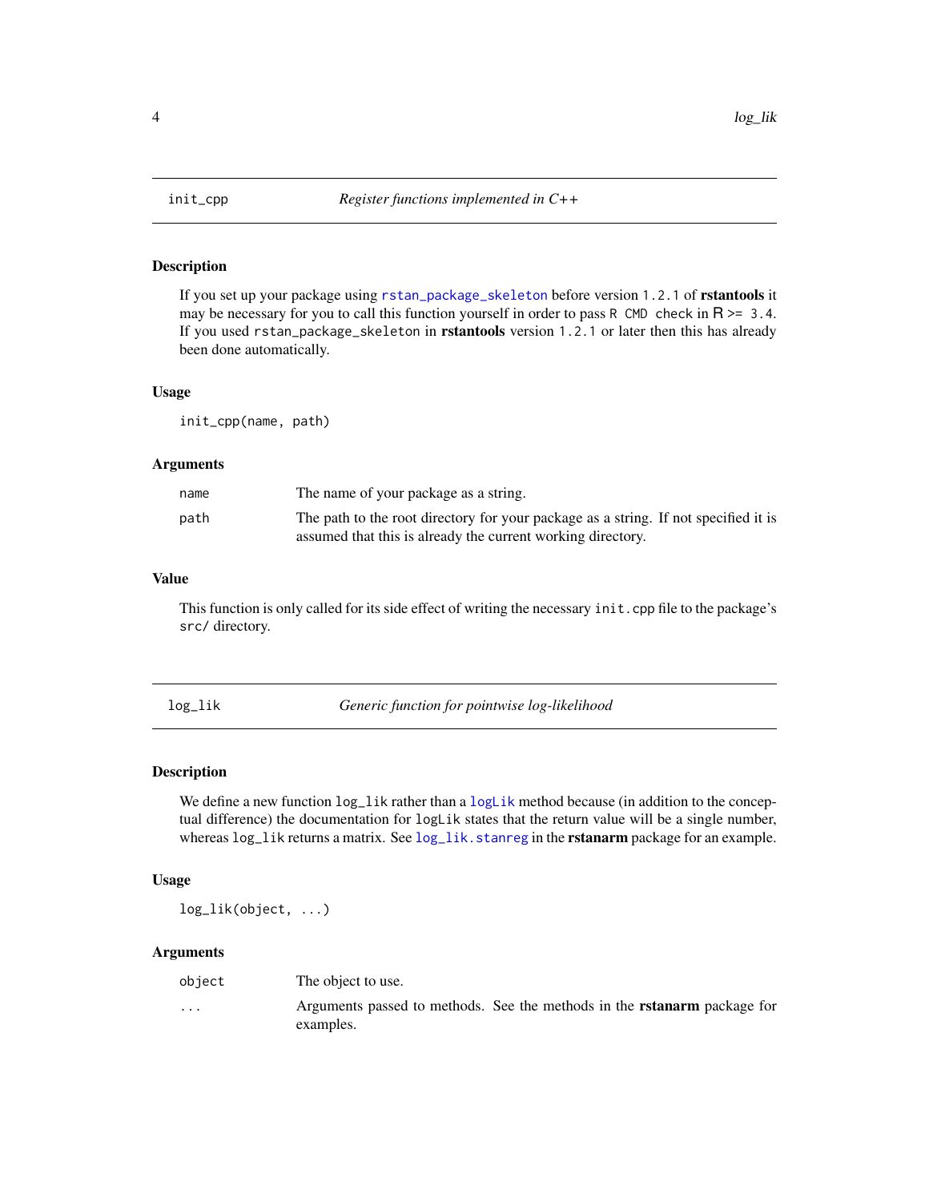## init_cpp — *Register functions implemented in C++*

### Description

If you set up your package using `rstan_package_skeleton` before version `1.2.1` of **rstantools** it may be necessary for you to call this function yourself in order to pass `R CMD check` in R >= `3.4`. If you used `rstan_package_skeleton` in **rstantools** version `1.2.1` or later then this has already been done automatically.

### Usage

```
init_cpp(name, path)
```

### Arguments

| | |
|---|---|
| `name` | The name of your package as a string. |
| `path` | The path to the root directory for your package as a string. If not specified it is assumed that this is already the current working directory. |

### Value

This function is only called for its side effect of writing the necessary `init.cpp` file to the package's `src/` directory.

## log_lik — *Generic function for pointwise log-likelihood*

### Description

We define a new function `log_lik` rather than a `logLik` method because (in addition to the conceptual difference) the documentation for `logLik` states that the return value will be a single number, whereas `log_lik` returns a matrix. See `log_lik.stanreg` in the **rstanarm** package for an example.

### Usage

```
log_lik(object, ...)
```

### Arguments

| | |
|---|---|
| `object` | The object to use. |
| `...` | Arguments passed to methods. See the methods in the **rstanarm** package for examples. |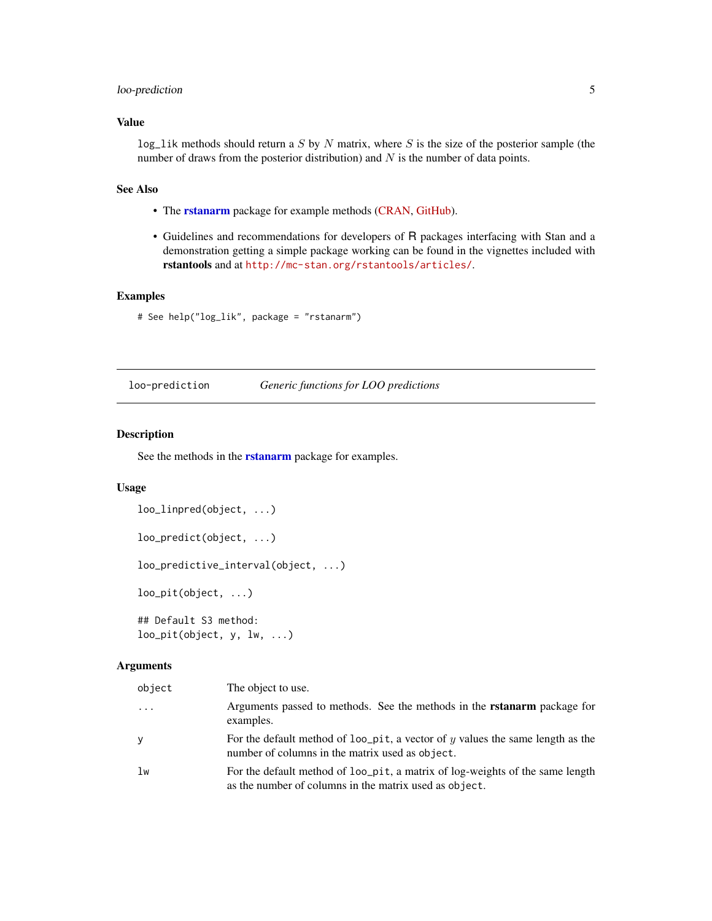### Value

`log_lik` methods should return a $S$ by $N$ matrix, where $S$ is the size of the posterior sample (the number of draws from the posterior distribution) and $N$ is the number of data points.

### See Also

- The **rstanarm** package for example methods (CRAN, GitHub).
- Guidelines and recommendations for developers of R packages interfacing with Stan and a demonstration getting a simple package working can be found in the vignettes included with **rstantools** and at `http://mc-stan.org/rstantools/articles/`.

### Examples

```
# See help("log_lik", package = "rstanarm")
```

---

## loo-prediction — *Generic functions for LOO predictions*

---

### Description

See the methods in the **rstanarm** package for examples.

### Usage

```
loo_linpred(object, ...)

loo_predict(object, ...)

loo_predictive_interval(object, ...)

loo_pit(object, ...)

## Default S3 method:
loo_pit(object, y, lw, ...)
```

### Arguments

| | |
|---|---|
| `object` | The object to use. |
| `...` | Arguments passed to methods. See the methods in the **rstanarm** package for examples. |
| `y` | For the default method of `loo_pit`, a vector of $y$ values the same length as the number of columns in the matrix used as `object`. |
| `lw` | For the default method of `loo_pit`, a matrix of log-weights of the same length as the number of columns in the matrix used as `object`. |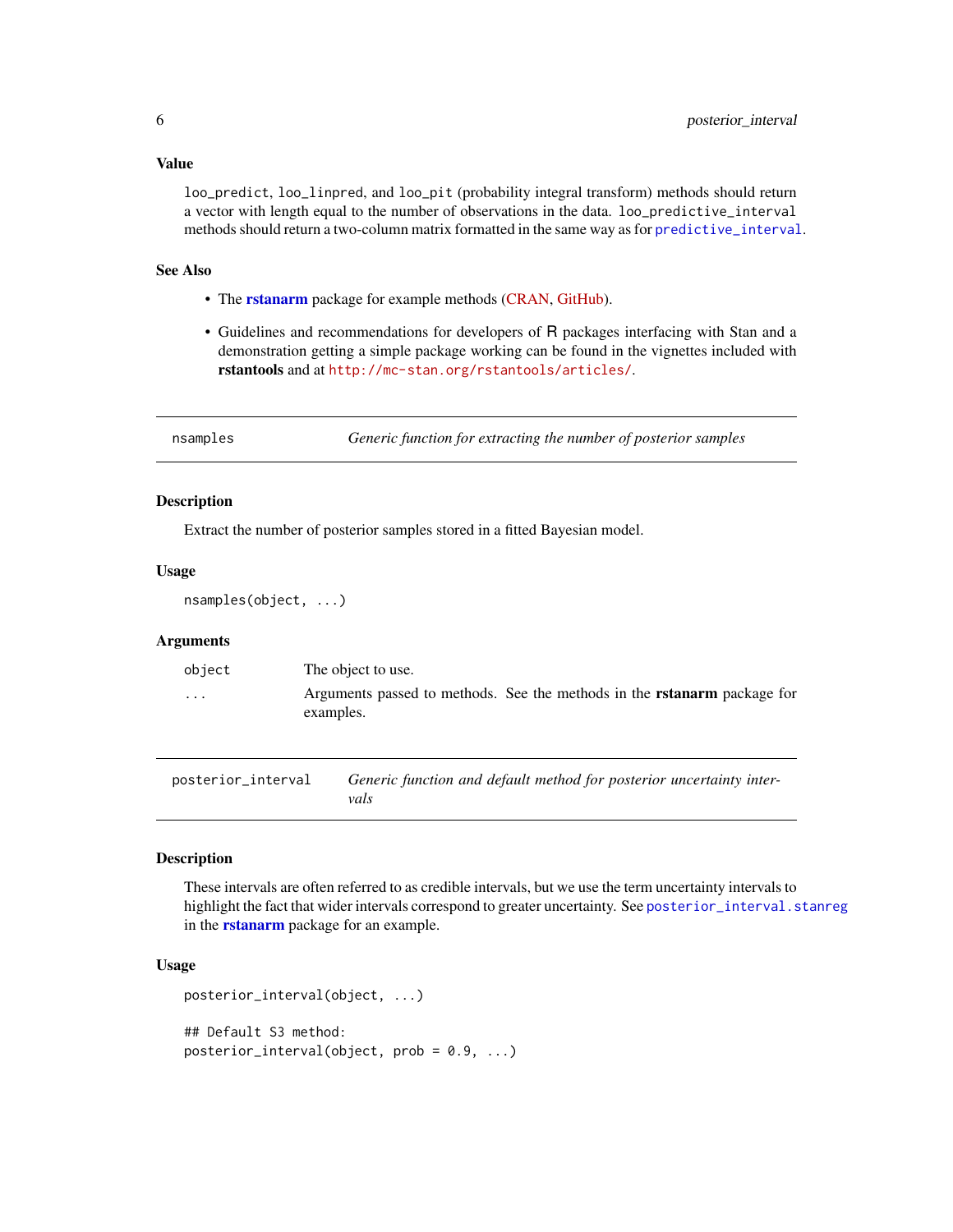### Value

`loo_predict`, `loo_linpred`, and `loo_pit` (probability integral transform) methods should return a vector with length equal to the number of observations in the data. `loo_predictive_interval` methods should return a two-column matrix formatted in the same way as for `predictive_interval`.

### See Also

- The **rstanarm** package for example methods (CRAN, GitHub).
- Guidelines and recommendations for developers of R packages interfacing with Stan and a demonstration getting a simple package working can be found in the vignettes included with **rstantools** and at `http://mc-stan.org/rstantools/articles/`.

---

## nsamples — *Generic function for extracting the number of posterior samples*

### Description

Extract the number of posterior samples stored in a fitted Bayesian model.

### Usage

```
nsamples(object, ...)
```

### Arguments

| | |
|---|---|
| `object` | The object to use. |
| `...` | Arguments passed to methods. See the methods in the **rstanarm** package for examples. |

---

## posterior_interval — *Generic function and default method for posterior uncertainty intervals*

### Description

These intervals are often referred to as credible intervals, but we use the term uncertainty intervals to highlight the fact that wider intervals correspond to greater uncertainty. See `posterior_interval.stanreg` in the **rstanarm** package for an example.

### Usage

```
posterior_interval(object, ...)

## Default S3 method:
posterior_interval(object, prob = 0.9, ...)
```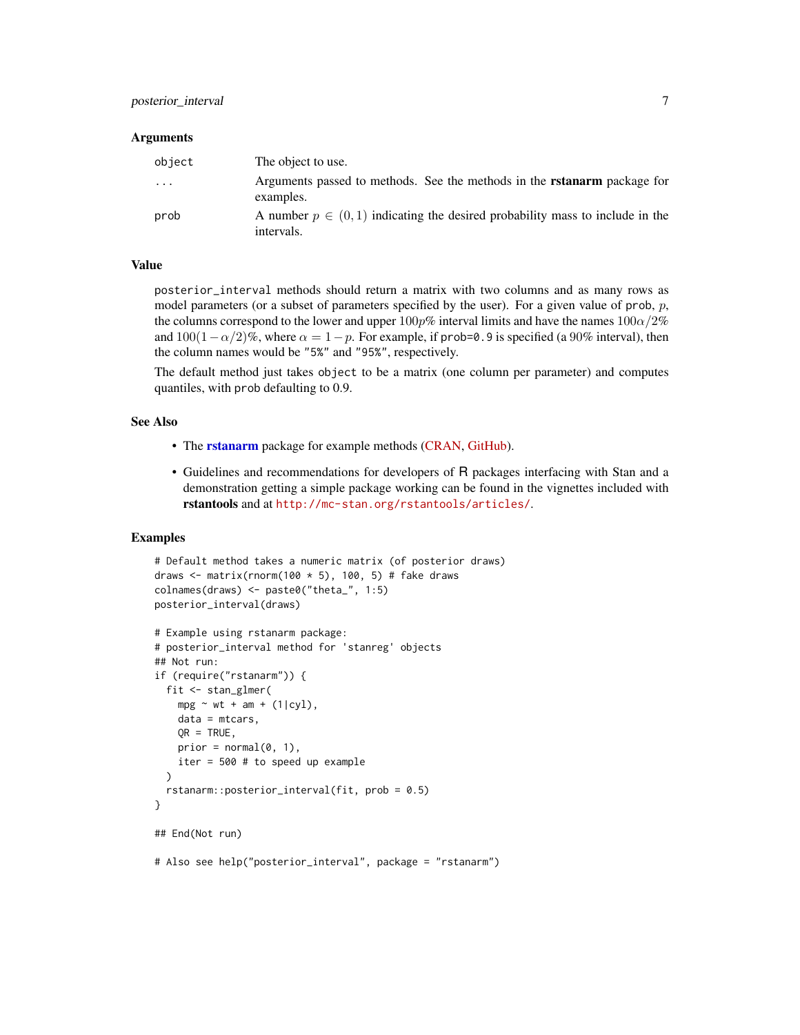### Arguments

| | |
|---|---|
| `object` | The object to use. |
| `...` | Arguments passed to methods. See the methods in the **rstanarm** package for examples. |
| `prob` | A number $p \in (0, 1)$ indicating the desired probability mass to include in the intervals. |

### Value

`posterior_interval` methods should return a matrix with two columns and as many rows as model parameters (or a subset of parameters specified by the user). For a given value of `prob`, $p$, the columns correspond to the lower and upper $100p\%$ interval limits and have the names $100\alpha/2\%$ and $100(1-\alpha/2)\%$, where $\alpha = 1 - p$. For example, if `prob=0.9` is specified (a $90\%$ interval), then the column names would be `"5%"` and `"95%"`, respectively.

The default method just takes `object` to be a matrix (one column per parameter) and computes quantiles, with `prob` defaulting to 0.9.

### See Also

- The **rstanarm** package for example methods (CRAN, GitHub).
- Guidelines and recommendations for developers of R packages interfacing with Stan and a demonstration getting a simple package working can be found in the vignettes included with **rstantools** and at `http://mc-stan.org/rstantools/articles/`.

### Examples

```
# Default method takes a numeric matrix (of posterior draws)
draws <- matrix(rnorm(100 * 5), 100, 5) # fake draws
colnames(draws) <- paste0("theta_", 1:5)
posterior_interval(draws)

# Example using rstanarm package:
# posterior_interval method for 'stanreg' objects
## Not run:
if (require("rstanarm")) {
  fit <- stan_glmer(
    mpg ~ wt + am + (1|cyl),
    data = mtcars,
    QR = TRUE,
    prior = normal(0, 1),
    iter = 500 # to speed up example
  )
  rstanarm::posterior_interval(fit, prob = 0.5)
}

## End(Not run)

# Also see help("posterior_interval", package = "rstanarm")
```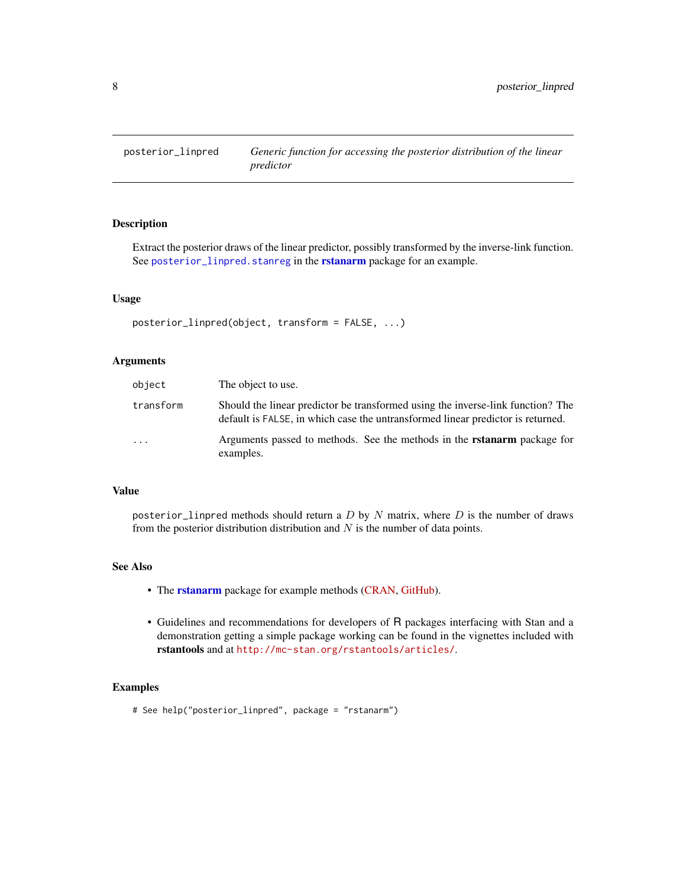## posterior_linpred — *Generic function for accessing the posterior distribution of the linear predictor*

### Description

Extract the posterior draws of the linear predictor, possibly transformed by the inverse-link function. See `posterior_linpred.stanreg` in the **rstanarm** package for an example.

### Usage

```
posterior_linpred(object, transform = FALSE, ...)
```

### Arguments

| | |
|---|---|
| `object` | The object to use. |
| `transform` | Should the linear predictor be transformed using the inverse-link function? The default is `FALSE`, in which case the untransformed linear predictor is returned. |
| `...` | Arguments passed to methods. See the methods in the **rstanarm** package for examples. |

### Value

`posterior_linpred` methods should return a $D$ by $N$ matrix, where $D$ is the number of draws from the posterior distribution distribution and $N$ is the number of data points.

### See Also

- The **rstanarm** package for example methods (CRAN, GitHub).
- Guidelines and recommendations for developers of R packages interfacing with Stan and a demonstration getting a simple package working can be found in the vignettes included with **rstantools** and at http://mc-stan.org/rstantools/articles/.

### Examples

```
# See help("posterior_linpred", package = "rstanarm")
```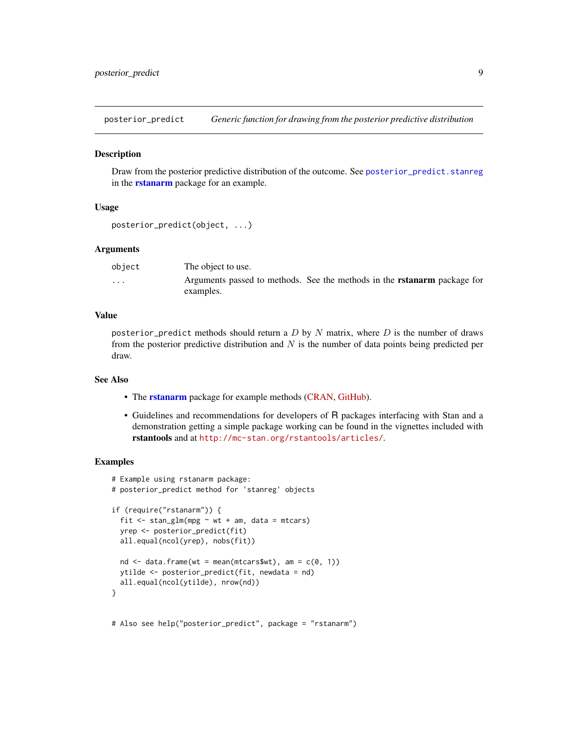## posterior_predict — *Generic function for drawing from the posterior predictive distribution*

### Description

Draw from the posterior predictive distribution of the outcome. See `posterior_predict.stanreg` in the **rstanarm** package for an example.

### Usage

```
posterior_predict(object, ...)
```

### Arguments

| | |
|---|---|
| `object` | The object to use. |
| `...` | Arguments passed to methods. See the methods in the **rstanarm** package for examples. |

### Value

`posterior_predict` methods should return a $D$ by $N$ matrix, where $D$ is the number of draws from the posterior predictive distribution and $N$ is the number of data points being predicted per draw.

### See Also

- The **rstanarm** package for example methods (CRAN, GitHub).
- Guidelines and recommendations for developers of R packages interfacing with Stan and a demonstration getting a simple package working can be found in the vignettes included with **rstantools** and at `http://mc-stan.org/rstantools/articles/`.

### Examples

```
# Example using rstanarm package:
# posterior_predict method for 'stanreg' objects

if (require("rstanarm")) {
  fit <- stan_glm(mpg ~ wt + am, data = mtcars)
  yrep <- posterior_predict(fit)
  all.equal(ncol(yrep), nobs(fit))

  nd <- data.frame(wt = mean(mtcars$wt), am = c(0, 1))
  ytilde <- posterior_predict(fit, newdata = nd)
  all.equal(ncol(ytilde), nrow(nd))
}


# Also see help("posterior_predict", package = "rstanarm")
```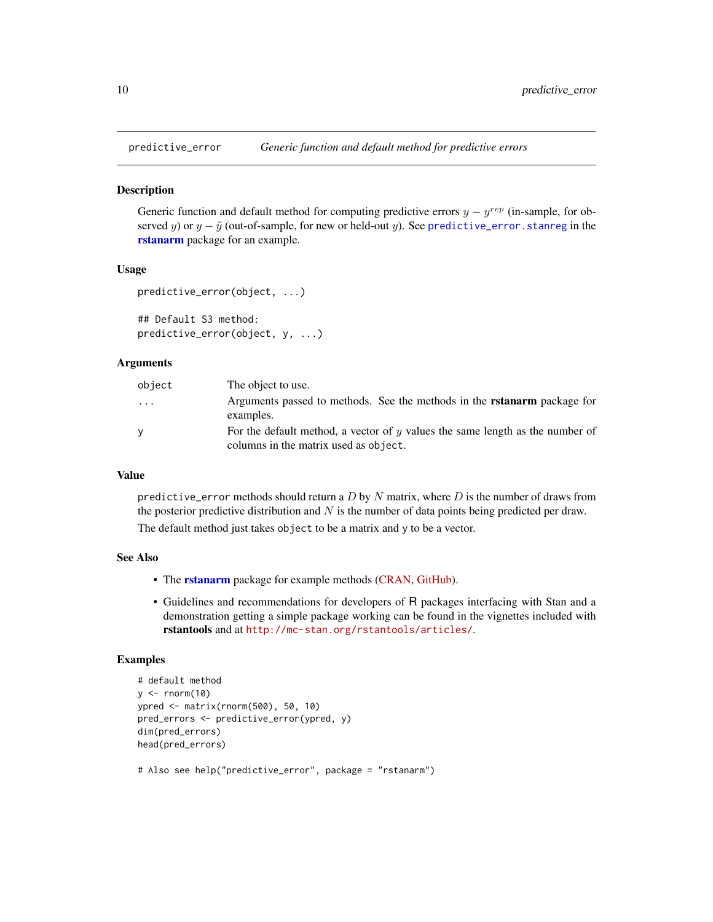# predictive_error — *Generic function and default method for predictive errors*

## Description

Generic function and default method for computing predictive errors $y - y^{rep}$ (in-sample, for observed $y$) or $y - \tilde{y}$ (out-of-sample, for new or held-out $y$). See `predictive_error.stanreg` in the **rstanarm** package for an example.

## Usage

```
predictive_error(object, ...)

## Default S3 method:
predictive_error(object, y, ...)
```

## Arguments

| | |
|---|---|
| `object` | The object to use. |
| `...` | Arguments passed to methods. See the methods in the **rstanarm** package for examples. |
| `y` | For the default method, a vector of $y$ values the same length as the number of columns in the matrix used as `object`. |

## Value

`predictive_error` methods should return a $D$ by $N$ matrix, where $D$ is the number of draws from the posterior predictive distribution and $N$ is the number of data points being predicted per draw.

The default method just takes `object` to be a matrix and `y` to be a vector.

## See Also

- The **rstanarm** package for example methods (CRAN, GitHub).
- Guidelines and recommendations for developers of R packages interfacing with Stan and a demonstration getting a simple package working can be found in the vignettes included with **rstantools** and at `http://mc-stan.org/rstantools/articles/`.

## Examples

```
# default method
y <- rnorm(10)
ypred <- matrix(rnorm(500), 50, 10)
pred_errors <- predictive_error(ypred, y)
dim(pred_errors)
head(pred_errors)

# Also see help("predictive_error", package = "rstanarm")
```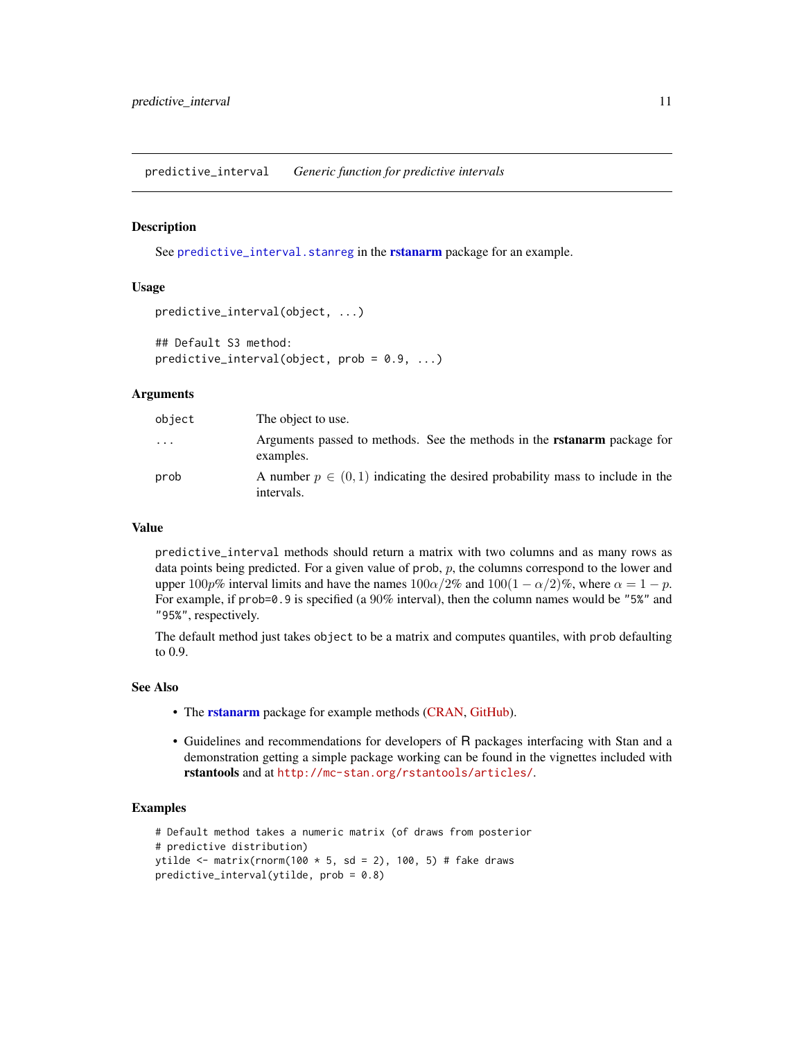`predictive_interval` *Generic function for predictive intervals*

## Description

See `predictive_interval.stanreg` in the **rstanarm** package for an example.

## Usage

```
predictive_interval(object, ...)

## Default S3 method:
predictive_interval(object, prob = 0.9, ...)
```

## Arguments

| | |
|---|---|
| `object` | The object to use. |
| `...` | Arguments passed to methods. See the methods in the **rstanarm** package for examples. |
| `prob` | A number $p \in (0, 1)$ indicating the desired probability mass to include in the intervals. |

## Value

`predictive_interval` methods should return a matrix with two columns and as many rows as data points being predicted. For a given value of `prob`, $p$, the columns correspond to the lower and upper $100p\%$ interval limits and have the names $100\alpha/2\%$ and $100(1-\alpha/2)\%$, where $\alpha = 1 - p$. For example, if `prob=0.9` is specified (a $90\%$ interval), then the column names would be `"5%"` and `"95%"`, respectively.

The default method just takes `object` to be a matrix and computes quantiles, with `prob` defaulting to 0.9.

## See Also

- The **rstanarm** package for example methods (CRAN, GitHub).
- Guidelines and recommendations for developers of R packages interfacing with Stan and a demonstration getting a simple package working can be found in the vignettes included with **rstantools** and at `http://mc-stan.org/rstantools/articles/`.

## Examples

```
# Default method takes a numeric matrix (of draws from posterior
# predictive distribution)
ytilde <- matrix(rnorm(100 * 5, sd = 2), 100, 5) # fake draws
predictive_interval(ytilde, prob = 0.8)
```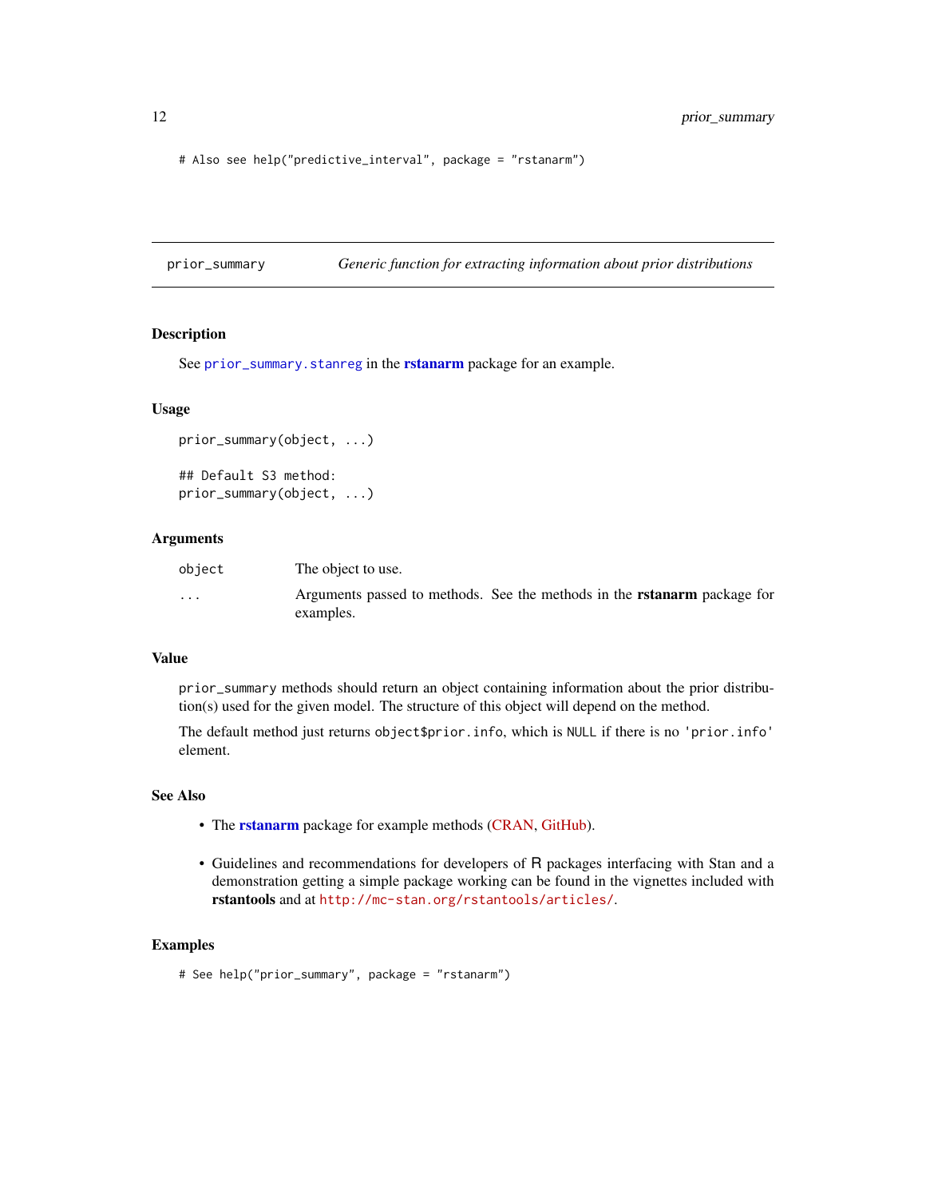```
# Also see help("predictive_interval", package = "rstanarm")
```

---

## prior_summary — *Generic function for extracting information about prior distributions*

### Description

See `prior_summary.stanreg` in the **rstanarm** package for an example.

### Usage

```
prior_summary(object, ...)

## Default S3 method:
prior_summary(object, ...)
```

### Arguments

| | |
|---|---|
| `object` | The object to use. |
| `...` | Arguments passed to methods. See the methods in the **rstanarm** package for examples. |

### Value

`prior_summary` methods should return an object containing information about the prior distribution(s) used for the given model. The structure of this object will depend on the method.

The default method just returns `object$prior.info`, which is `NULL` if there is no `'prior.info'` element.

### See Also

- The **rstanarm** package for example methods (CRAN, GitHub).
- Guidelines and recommendations for developers of R packages interfacing with Stan and a demonstration getting a simple package working can be found in the vignettes included with **rstantools** and at `http://mc-stan.org/rstantools/articles/`.

### Examples

```
# See help("prior_summary", package = "rstanarm")
```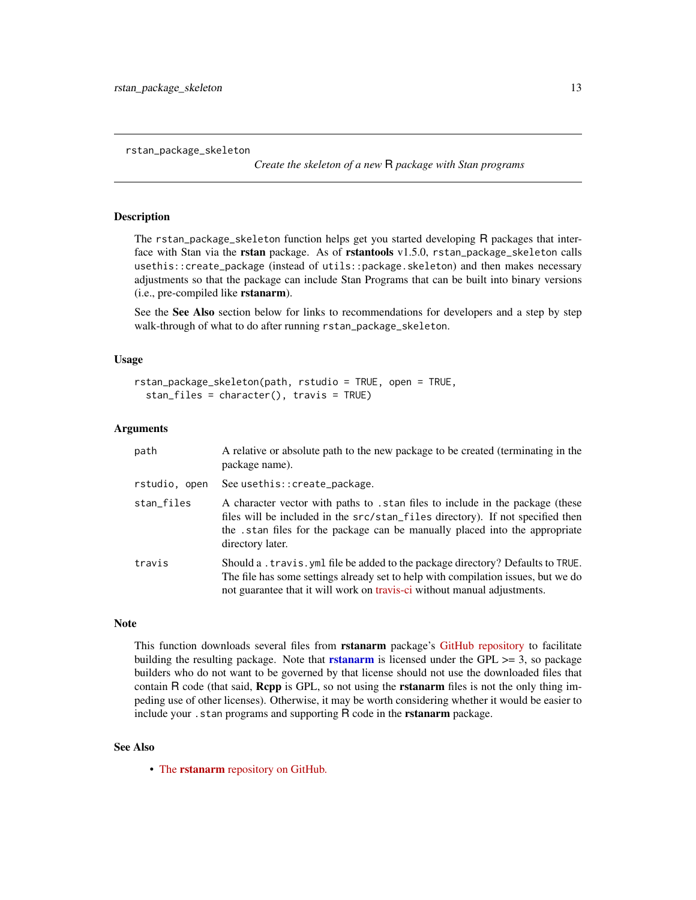`rstan_package_skeleton` *Create the skeleton of a new R package with Stan programs*

## Description

The `rstan_package_skeleton` function helps get you started developing R packages that interface with Stan via the **rstan** package. As of **rstantools** v1.5.0, `rstan_package_skeleton` calls `usethis::create_package` (instead of `utils::package.skeleton`) and then makes necessary adjustments so that the package can include Stan Programs that can be built into binary versions (i.e., pre-compiled like **rstanarm**).

See the **See Also** section below for links to recommendations for developers and a step by step walk-through of what to do after running `rstan_package_skeleton`.

## Usage

```
rstan_package_skeleton(path, rstudio = TRUE, open = TRUE,
  stan_files = character(), travis = TRUE)
```

## Arguments

| | |
|---|---|
| `path` | A relative or absolute path to the new package to be created (terminating in the package name). |
| `rstudio, open` | See `usethis::create_package`. |
| `stan_files` | A character vector with paths to `.stan` files to include in the package (these files will be included in the `src/stan_files` directory). If not specified then the `.stan` files for the package can be manually placed into the appropriate directory later. |
| `travis` | Should a `.travis.yml` file be added to the package directory? Defaults to `TRUE`. The file has some settings already set to help with compilation issues, but we do not guarantee that it will work on travis-ci without manual adjustments. |

## Note

This function downloads several files from **rstanarm** package's GitHub repository to facilitate building the resulting package. Note that **rstanarm** is licensed under the GPL >= 3, so package builders who do not want to be governed by that license should not use the downloaded files that contain R code (that said, **Rcpp** is GPL, so not using the **rstanarm** files is not the only thing impeding use of other licenses). Otherwise, it may be worth considering whether it would be easier to include your `.stan` programs and supporting R code in the **rstanarm** package.

## See Also

- The **rstanarm** repository on GitHub.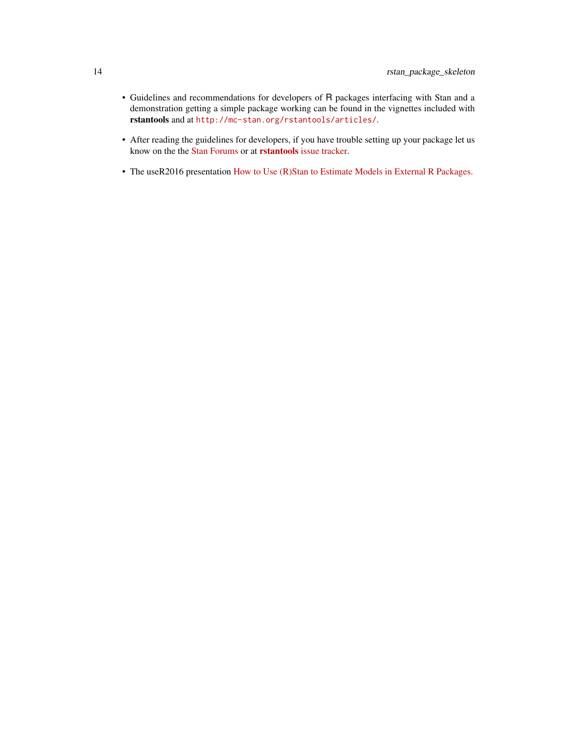- Guidelines and recommendations for developers of R packages interfacing with Stan and a demonstration getting a simple package working can be found in the vignettes included with **rstantools** and at `http://mc-stan.org/rstantools/articles/`.
- After reading the guidelines for developers, if you have trouble setting up your package let us know on the the Stan Forums or at **rstantools** issue tracker.
- The useR2016 presentation How to Use (R)Stan to Estimate Models in External R Packages.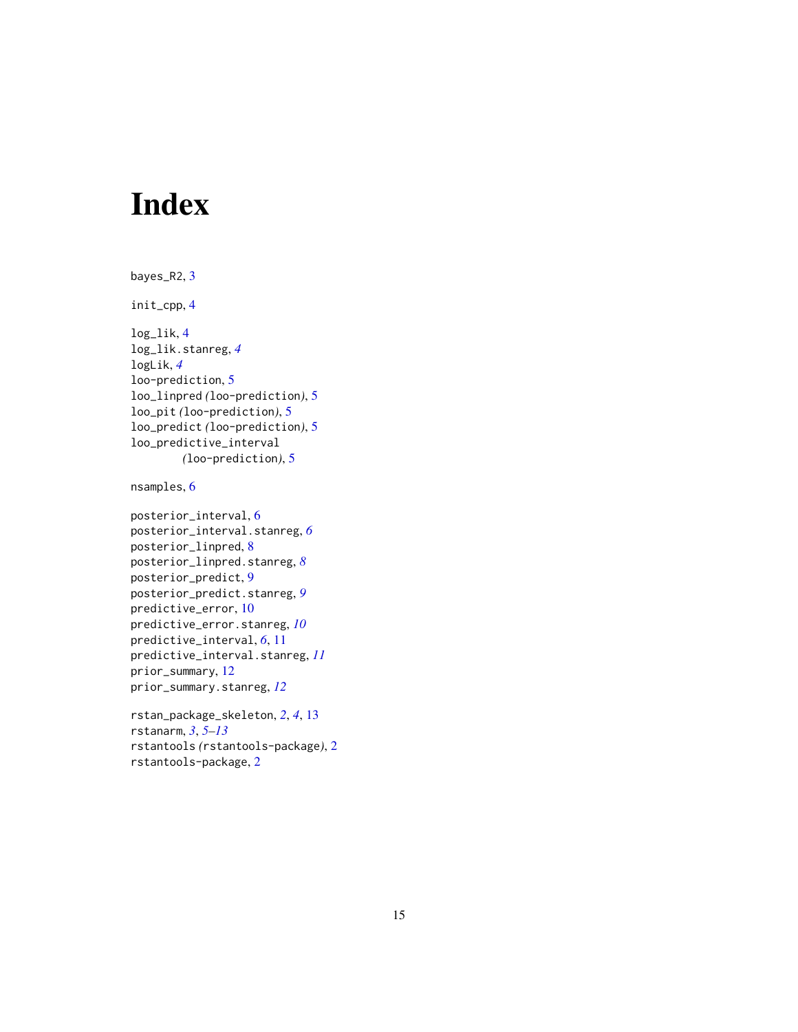# Index

bayes_R2, 3

init_cpp, 4

log_lik, 4
log_lik.stanreg, *4*
logLik, *4*
loo-prediction, 5
loo_linpred *(*loo-prediction*)*, 5
loo_pit *(*loo-prediction*)*, 5
loo_predict *(*loo-prediction*)*, 5
loo_predictive_interval
    *(*loo-prediction*)*, 5

nsamples, 6

posterior_interval, 6
posterior_interval.stanreg, *6*
posterior_linpred, 8
posterior_linpred.stanreg, *8*
posterior_predict, 9
posterior_predict.stanreg, *9*
predictive_error, 10
predictive_error.stanreg, *10*
predictive_interval, *6*, 11
predictive_interval.stanreg, *11*
prior_summary, 12
prior_summary.stanreg, *12*

rstan_package_skeleton, *2*, *4*, 13
rstanarm, *3*, *5–13*
rstantools *(*rstantools-package*)*, 2
rstantools-package, 2